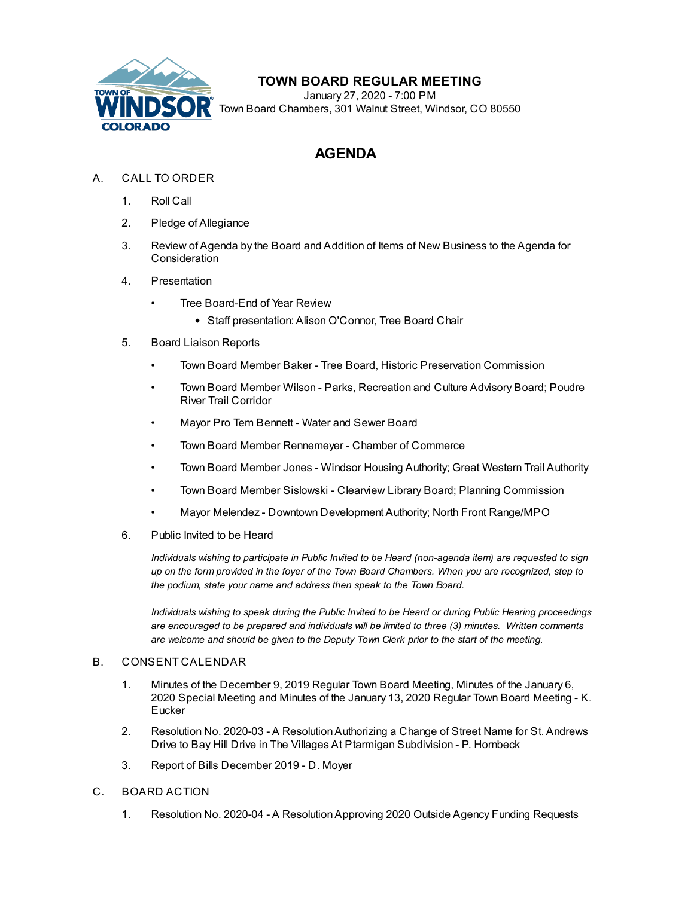# TOWN BOARD REGULAR MEETING

January 27, 2020 - 7:00 PM
Town Board Chambers, 301 Walnut Street, Windsor, CO 80550

## AGENDA

A. CALL TO ORDER

1. Roll Call
2. Pledge of Allegiance
3. Review of Agenda by the Board and Addition of Items of New Business to the Agenda for Consideration
4. Presentation
   - Tree Board-End of Year Review
     - Staff presentation: Alison O'Connor, Tree Board Chair
5. Board Liaison Reports
   - Town Board Member Baker - Tree Board, Historic Preservation Commission
   - Town Board Member Wilson - Parks, Recreation and Culture Advisory Board; Poudre River Trail Corridor
   - Mayor Pro Tem Bennett - Water and Sewer Board
   - Town Board Member Rennemeyer - Chamber of Commerce
   - Town Board Member Jones - Windsor Housing Authority; Great Western Trail Authority
   - Town Board Member Sislowski - Clearview Library Board; Planning Commission
   - Mayor Melendez - Downtown Development Authority; North Front Range/MPO
6. Public Invited to be Heard

   *Individuals wishing to participate in Public Invited to be Heard (non-agenda item) are requested to sign up on the form provided in the foyer of the Town Board Chambers. When you are recognized, step to the podium, state your name and address then speak to the Town Board.*

   *Individuals wishing to speak during the Public Invited to be Heard or during Public Hearing proceedings are encouraged to be prepared and individuals will be limited to three (3) minutes. Written comments are welcome and should be given to the Deputy Town Clerk prior to the start of the meeting.*

B. CONSENT CALENDAR

1. Minutes of the December 9, 2019 Regular Town Board Meeting, Minutes of the January 6, 2020 Special Meeting and Minutes of the January 13, 2020 Regular Town Board Meeting - K. Eucker
2. Resolution No. 2020-03 - A Resolution Authorizing a Change of Street Name for St. Andrews Drive to Bay Hill Drive in The Villages At Ptarmigan Subdivision - P. Hornbeck
3. Report of Bills December 2019 - D. Moyer

C. BOARD ACTION

1. Resolution No. 2020-04 - A Resolution Approving 2020 Outside Agency Funding Requests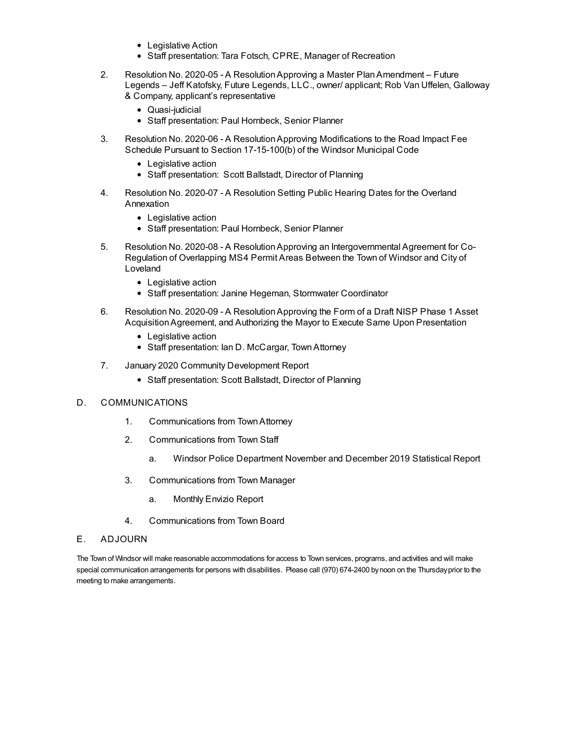- Legislative Action
- Staff presentation: Tara Fotsch, CPRE, Manager of Recreation

2. Resolution No. 2020-05 - A Resolution Approving a Master Plan Amendment – Future Legends – Jeff Katofsky, Future Legends, LLC., owner/ applicant; Rob Van Uffelen, Galloway & Company, applicant's representative
   - Quasi-judicial
   - Staff presentation: Paul Hornbeck, Senior Planner

3. Resolution No. 2020-06 - A Resolution Approving Modifications to the Road Impact Fee Schedule Pursuant to Section 17-15-100(b) of the Windsor Municipal Code
   - Legislative action
   - Staff presentation: Scott Ballstadt, Director of Planning

4. Resolution No. 2020-07 - A Resolution Setting Public Hearing Dates for the Overland Annexation
   - Legislative action
   - Staff presentation: Paul Hornbeck, Senior Planner

5. Resolution No. 2020-08 - A Resolution Approving an Intergovernmental Agreement for Co-Regulation of Overlapping MS4 Permit Areas Between the Town of Windsor and City of Loveland
   - Legislative action
   - Staff presentation: Janine Hegeman, Stormwater Coordinator

6. Resolution No. 2020-09 - A Resolution Approving the Form of a Draft NISP Phase 1 Asset Acquisition Agreement, and Authorizing the Mayor to Execute Same Upon Presentation
   - Legislative action
   - Staff presentation: Ian D. McCargar, Town Attorney

7. January 2020 Community Development Report
   - Staff presentation: Scott Ballstadt, Director of Planning

D. COMMUNICATIONS

1. Communications from Town Attorney
2. Communications from Town Staff
   a. Windsor Police Department November and December 2019 Statistical Report
3. Communications from Town Manager
   a. Monthly Envizio Report
4. Communications from Town Board

E. ADJOURN

The Town of Windsor will make reasonable accommodations for access to Town services, programs, and activities and will make special communication arrangements for persons with disabilities. Please call (970) 674-2400 by noon on the Thursday prior to the meeting to make arrangements.